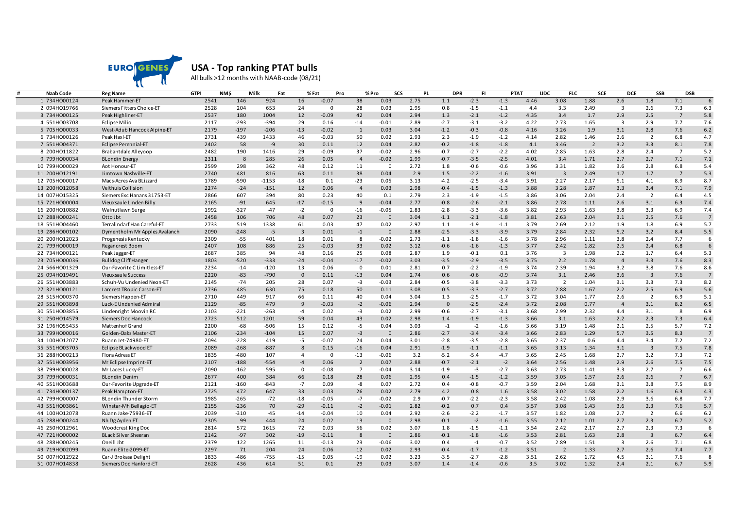## USA - Top ranking PTAT bulls

All bulls >12 months with NAAB-code (08/21)

| # | Naab Code | Reg Name | GTPI | NM$ | Milk | Fat | % Fat | Pro | % Pro | SCS | PL | DPR | FI | PTAT | UDC | FLC | SCE | DCE | SSB | DSB |
|---|---|---|---|---|---|---|---|---|---|---|---|---|---|---|---|---|---|---|---|---|
| 1 | 734HO00124 | Peak Hammer-ET | 2541 | 146 | 924 | 16 | -0.07 | 38 | 0.03 | 2.75 | 1.1 | -2.3 | -1.3 | 4.46 | 3.08 | 1.88 | 2.6 | 1.8 | 7.1 | 6 |
| 2 | 094HO19766 | Siemers Fitters Choice-ET | 2528 | 204 | 653 | 24 | 0 | 28 | 0.03 | 2.95 | 0.8 | -1.5 | -1.1 | 4.4 | 3.3 | 2.49 | 3 | 2.6 | 7.3 | 6.3 |
| 3 | 734HO00125 | Peak Highliner-ET | 2537 | 180 | 1004 | 12 | -0.09 | 42 | 0.04 | 2.94 | 1.3 | -2.1 | -1.2 | 4.35 | 3.4 | 1.7 | 2.9 | 2.5 | 7 | 5.8 |
| 4 | 551HO03708 | Eclipse Milio | 2117 | -293 | -394 | 29 | 0.16 | -14 | -0.01 | 2.89 | -2.7 | -3.1 | -3.2 | 4.22 | 2.73 | 1.65 | 3 | 2.9 | 7.7 | 7.6 |
| 5 | 705HO00033 | West-Adub Hancock Alpine-ET | 2179 | -197 | -206 | -13 | -0.02 | 1 | 0.03 | 3.04 | -1.2 | -0.3 | -0.8 | 4.16 | 3.26 | 1.9 | 3.1 | 2.8 | 7.6 | 6.2 |
| 6 | 734HO00126 | Peak Haxl-ET | 2731 | 439 | 1433 | 46 | -0.03 | 50 | 0.02 | 2.93 | 2.3 | -1.9 | -1.2 | 4.14 | 2.82 | 1.46 | 2.6 | 2 | 6.8 | 4.7 |
| 7 | 551HO04371 | Eclipse Perennial-ET | 2402 | 58 | -9 | 30 | 0.11 | 12 | 0.04 | 2.82 | -0.2 | -1.8 | -1.8 | 4.1 | 3.46 | 2 | 3.2 | 3.3 | 8.1 | 7.8 |
| 8 | 200HO11822 | Brabantdale Alleyoop | 2482 | 190 | 1416 | 29 | -0.09 | 37 | -0.02 | 2.96 | -0.7 | -2.7 | -2.2 | 4.02 | 2.85 | 1.63 | 2.8 | 2.4 | 7 | 5.2 |
| 9 | 799HO00034 | BLondin Energy | 2311 | 8 | 285 | 26 | 0.05 | 4 | -0.02 | 2.99 | -0.7 | -3.5 | -2.5 | 4.01 | 3.4 | 1.71 | 2.7 | 2.7 | 7.1 | 7.1 |
| 10 | 799HO00029 | Aot Honour-ET | 2599 | 298 | 362 | 48 | 0.12 | 11 | 0 | 2.72 | 1.8 | -0.6 | -0.6 | 3.96 | 3.31 | 1.82 | 3.6 | 2.8 | 6.8 | 5.4 |
| 11 | 200HO12191 | Jimtown Nashville-ET | 2740 | 481 | 816 | 63 | 0.11 | 38 | 0.04 | 2.9 | 1.5 | -2.2 | -1.6 | 3.91 | 3 | 2.49 | 1.7 | 1.7 | 7 | 5.3 |
| 12 | 705HO00017 | Macs-Acres Ava BLizzard | 1789 | -590 | -1153 | -18 | 0.1 | -23 | 0.05 | 3.13 | -4.2 | -2.5 | -3.4 | 3.91 | 2.27 | 2.17 | 5.1 | 4.1 | 8.9 | 8.7 |
| 13 | 200HO12058 | Velthuis Collision | 2274 | -24 | -151 | 12 | 0.06 | 4 | 0.03 | 2.98 | -0.4 | -1.5 | -1.3 | 3.88 | 3.28 | 1.87 | 3.3 | 3.4 | 7.1 | 7.9 |
| 14 | 007HO15325 | Siemers Exc Hanans 31753-ET | 2866 | 607 | 394 | 80 | 0.23 | 40 | 0.1 | 2.79 | 2.3 | -1.9 | -1.5 | 3.86 | 3.06 | 2.04 | 2.4 | 2 | 6.4 | 4.5 |
| 15 | 721HO00004 | Vieuxsaule Linden Billy | 2165 | -91 | 645 | -17 | -0.15 | 9 | -0.04 | 2.77 | -0.8 | -2.6 | -2.1 | 3.86 | 2.78 | 1.11 | 2.6 | 3.1 | 6.3 | 7.4 |
| 16 | 200HO10882 | Walnutlawn Surge | 1992 | -327 | -47 | -2 | 0 | -16 | -0.05 | 2.83 | -2.8 | -3.3 | -3.6 | 3.82 | 2.93 | 1.63 | 3.8 | 3.3 | 6.9 | 7.4 |
| 17 | 288HO00241 | Otto Jbt | 2458 | 106 | 706 | 48 | 0.07 | 23 | 0 | 3.04 | -1.1 | -2.1 | -1.8 | 3.81 | 2.63 | 2.04 | 3.1 | 2.5 | 7.6 | 7 |
| 18 | 551HO04460 | Terralindarf Han Careful-ET | 2733 | 519 | 1338 | 61 | 0.03 | 47 | 0.02 | 2.97 | 1.1 | -1.9 | -1.1 | 3.79 | 2.69 | 2.12 | 1.9 | 1.8 | 6.9 | 5.7 |
| 19 | 286HO00102 | Dymentholm Mr Apples Avalanch | 2090 | -248 | -5 | 3 | 0.01 | -1 | 0 | 2.88 | -2.5 | -3.3 | -3.9 | 3.79 | 2.84 | 2.32 | 5.2 | 3.2 | 8.4 | 5.5 |
| 20 | 200HO12023 | Progenesis Kentucky | 2309 | -55 | 401 | 18 | 0.01 | 8 | -0.02 | 2.73 | -1.1 | -1.8 | -1.6 | 3.78 | 2.96 | 1.11 | 3.8 | 2.4 | 7.7 | 6 |
| 21 | 799HO00019 | Regancrest Boom | 2407 | 108 | 886 | 25 | -0.03 | 33 | 0.02 | 3.12 | -0.6 | -1.6 | -1.3 | 3.77 | 2.42 | 1.82 | 2.5 | 2.4 | 6.8 | 6 |
| 22 | 734HO00121 | Peak Jagger-ET | 2687 | 385 | 94 | 48 | 0.16 | 25 | 0.08 | 2.87 | 1.9 | -0.1 | 0.1 | 3.76 | 3 | 1.98 | 2.2 | 1.7 | 6.4 | 5.3 |
| 23 | 705HO00036 | Bulldog Cliff Hanger | 1803 | -520 | -333 | -24 | -0.04 | -17 | -0.02 | 3.03 | -3.5 | -2.9 | -3.5 | 3.75 | 2.2 | 1.78 | 4 | 3.3 | 7.6 | 8.3 |
| 24 | 566HO01329 | Our-Favorite C Limitless-ET | 2234 | -14 | -120 | 13 | 0.06 | 0 | 0.01 | 2.81 | 0.7 | -2.2 | -1.9 | 3.74 | 2.39 | 1.94 | 3.2 | 3.8 | 7.6 | 8.6 |
| 25 | 094HO19491 | Vieuxsaule Success | 2220 | -83 | -790 | 0 | 0.11 | -13 | 0.04 | 2.74 | 0.6 | -0.6 | -0.9 | 3.74 | 3.1 | 2.46 | 3.6 | 3 | 7.6 | 7 |
| 26 | 551HO03883 | Schuh-Vu Undenied Neon-ET | 2145 | -74 | 205 | 28 | 0.07 | -3 | -0.03 | 2.84 | -0.5 | -3.8 | -3.3 | 3.73 | 2 | 1.04 | 3.1 | 3.3 | 7.3 | 8.2 |
| 27 | 321HO00121 | Larcrest TRopic Carson-ET | 2736 | 485 | 630 | 75 | 0.18 | 50 | 0.11 | 3.08 | 0.5 | -3.3 | -2.7 | 3.72 | 2.88 | 1.67 | 2.2 | 2.5 | 6.9 | 5.6 |
| 28 | 515HO00370 | Siemers Happen-ET | 2710 | 449 | 917 | 66 | 0.11 | 40 | 0.04 | 3.04 | 1.3 | -2.5 | -1.7 | 3.72 | 3.04 | 1.77 | 2.6 | 2 | 6.9 | 5.1 |
| 29 | 551HO03898 | Luck-E Undenied Admiral | 2129 | -85 | 479 | 9 | -0.03 | -2 | -0.06 | 2.94 | 0 | -2.5 | -2.4 | 3.72 | 2.08 | 0.77 | 4 | 3.1 | 8.2 | 6.5 |
| 30 | 551HO03855 | Lindenright Moovin RC | 2103 | -221 | -263 | -4 | 0.02 | -3 | 0.02 | 2.99 | -0.6 | -2.7 | -3.1 | 3.68 | 2.99 | 2.32 | 4.4 | 3.1 | 8 | 6.9 |
| 31 | 250HO14579 | Siemers Doc Hancock | 2723 | 512 | 1201 | 59 | 0.04 | 43 | 0.02 | 2.98 | 1.4 | -1.9 | -1.3 | 3.66 | 3.1 | 1.63 | 2.2 | 2.3 | 7.3 | 6.4 |
| 32 | 196HO55435 | Mattenhof Grand | 2200 | -68 | -506 | 15 | 0.12 | -5 | 0.04 | 3.03 | -1 | -2 | -1.6 | 3.66 | 3.19 | 1.48 | 2.1 | 2.5 | 5.7 | 7.2 |
| 33 | 799HO00016 | Golden-Oaks Master-ET | 2106 | -234 | -104 | 15 | 0.07 | -3 | 0 | 2.86 | -2.7 | -3.4 | -3.4 | 3.66 | 2.83 | 1.29 | 5.7 | 3.5 | 8.3 | 7 |
| 34 | 100HO12077 | Ruann Jet-74980-ET | 2094 | -228 | 419 | -5 | -0.07 | 24 | 0.04 | 3.01 | -2.8 | -3.5 | -2.8 | 3.65 | 2.37 | 0.6 | 4.4 | 3.4 | 7.2 | 7.2 |
| 35 | 551HO03705 | Eclipse BLackwood ET | 2089 | -268 | -887 | 8 | 0.15 | -16 | 0.04 | 2.91 | -1.9 | -1.1 | -1.1 | 3.65 | 3.13 | 1.34 | 3.1 | 3 | 7.5 | 7.8 |
| 36 | 288HO00213 | Flora Adress ET | 1835 | -480 | 107 | 4 | 0 | -13 | -0.06 | 3.2 | -5.2 | -5.4 | -4.7 | 3.65 | 2.45 | 1.68 | 2.7 | 3.2 | 7.3 | 7.2 |
| 37 | 551HO03956 | Mr Eclipse Imprint-ET | 2107 | -188 | -554 | -4 | 0.06 | 2 | 0.07 | 2.88 | -0.7 | -2.1 | -2 | 3.64 | 2.56 | 1.48 | 2.9 | 2.6 | 7.5 | 7.5 |
| 38 | 799HO00028 | Mr Laces Lucky-ET | 2090 | -162 | 595 | 0 | -0.08 | 7 | -0.04 | 3.14 | -1.9 | -3 | -2.7 | 3.63 | 2.73 | 1.41 | 3.3 | 2.7 | 7 | 6.6 |
| 39 | 799HO00031 | BLondin Denim | 2677 | 400 | 384 | 66 | 0.18 | 28 | 0.06 | 2.95 | 0.4 | -1.5 | -1.2 | 3.59 | 3.05 | 1.57 | 2.6 | 2.6 | 7 | 6.7 |
| 40 | 551HO03688 | Our-Favorite Upgrade-ET | 2121 | -160 | -843 | -7 | 0.09 | -8 | 0.07 | 2.72 | 0.4 | -0.8 | -0.7 | 3.59 | 2.04 | 1.68 | 3.1 | 3.8 | 7.5 | 8.9 |
| 41 | 734HO00137 | Peak Hampton-ET | 2725 | 472 | 647 | 33 | 0.03 | 26 | 0.02 | 2.79 | 4.2 | 0.8 | 1.6 | 3.58 | 3.02 | 1.58 | 2.2 | 1.6 | 6.3 | 4.3 |
| 42 | 799HO00007 | BLondin Thunder Storm | 1985 | -265 | -72 | -18 | -0.05 | -7 | -0.02 | 2.9 | -0.7 | -2.2 | -2.3 | 3.58 | 2.42 | 1.08 | 2.9 | 3.6 | 6.8 | 7.7 |
| 43 | 551HO03861 | Winstar-Mh Bellagio-ET | 2155 | -236 | 70 | -29 | -0.11 | -2 | -0.01 | 2.82 | -0.2 | 0.7 | 0.4 | 3.57 | 3.08 | 1.43 | 3.6 | 2.3 | 7.6 | 5.7 |
| 44 | 100HO12078 | Ruann Jake-75936-ET | 2039 | -310 | -45 | -14 | -0.04 | 10 | 0.04 | 2.92 | -2.6 | -2.2 | -1.7 | 3.57 | 1.82 | 1.08 | 2.7 | 2 | 6.6 | 6.2 |
| 45 | 288HO00244 | Nh Dg Ayden ET | 2305 | 99 | 444 | 24 | 0.02 | 13 | 0 | 2.98 | -0.1 | -2 | -1.6 | 3.55 | 2.12 | 1.01 | 2.7 | 2.3 | 6.7 | 5.2 |
| 46 | 250HO12961 | Woodcrest King Doc | 2814 | 572 | 1615 | 72 | 0.03 | 56 | 0.02 | 3.07 | 1.8 | -1.5 | -1.1 | 3.54 | 2.42 | 2.17 | 2.7 | 2.3 | 7.3 | 6 |
| 47 | 721HO00002 | BLack Silver Sheeran | 2142 | -97 | 302 | -19 | -0.11 | 8 | 0 | 2.86 | -0.1 | -1.8 | -1.6 | 3.53 | 2.81 | 1.63 | 2.8 | 3 | 6.7 | 6.4 |
| 48 | 288HO00245 | Oneill Jbt | 2379 | 122 | 1265 | 11 | -0.13 | 23 | -0.06 | 3.02 | 0.4 | -1 | -0.7 | 3.52 | 2.89 | 1.51 | 3 | 2.6 | 7.1 | 6.8 |
| 49 | 719HO02099 | Ruann Elite-2099-ET | 2297 | 71 | 204 | 24 | 0.06 | 12 | 0.02 | 2.93 | -0.4 | -1.7 | -1.2 | 3.51 | 2 | 1.33 | 2.7 | 2.6 | 7.4 | 7.7 |
| 50 | 007HO12922 | Car-J Brokasa Delight | 1833 | -486 | -755 | -15 | 0.05 | -19 | 0.02 | 3.23 | -3.5 | -2.7 | -2.8 | 3.51 | 2.62 | 1.72 | 4.5 | 3.1 | 7.6 | 8 |
| 51 | 007HO14838 | Siemers Doc Hanford-ET | 2628 | 436 | 614 | 51 | 0.1 | 29 | 0.03 | 3.07 | 1.4 | -1.4 | -0.6 | 3.5 | 3.02 | 1.32 | 2.4 | 2.1 | 6.7 | 5.9 |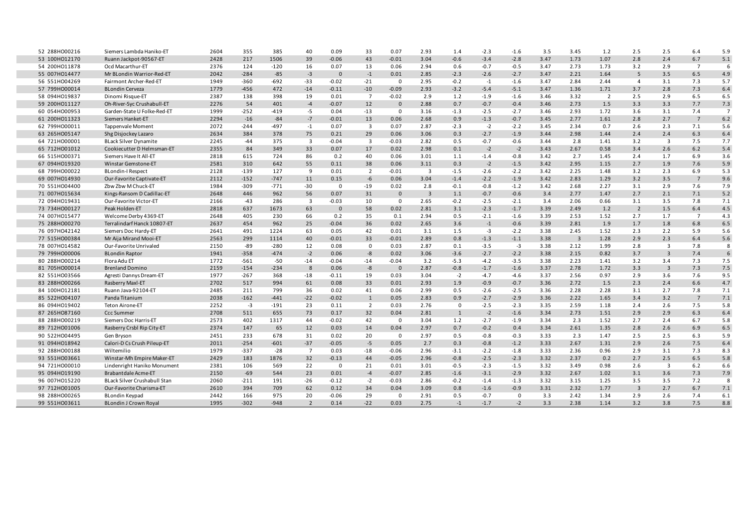| | | | | | | | | | | | | | | | | | | | |
|---|---|---|---|---|---|---|---|---|---|---|---|---|---|---|---|---|---|---|---|
| 52 288HO00216 | Siemers Lambda Haniko-ET | 2604 | 355 | 385 | 40 | 0.09 | 33 | 0.07 | 2.93 | 1.4 | -2.3 | -1.6 | 3.5 | 3.45 | 1.2 | 2.5 | 2.5 | 6.4 | 5.9 |
| 53 100HO12170 | Ruann Jackpot-90567-ET | 2428 | 217 | 1506 | 39 | -0.06 | 43 | -0.01 | 3.04 | -0.6 | -3.4 | -2.8 | 3.47 | 1.73 | 1.07 | 2.8 | 2.4 | 6.7 | 5.1 |
| 54 200HO11878 | Ocd Macarthur-ET | 2376 | 124 | -120 | 16 | 0.07 | 13 | 0.06 | 2.94 | 0.6 | -0.7 | -0.5 | 3.47 | 2.73 | 1.73 | 3.2 | 2.9 | 7 | 6 |
| 55 007HO14477 | Mr BLondin Warrior-Red-ET | 2042 | -284 | -85 | -3 | 0 | -1 | 0.01 | 2.85 | -2.3 | -2.6 | -2.7 | 3.47 | 2.21 | 1.64 | 5 | 3.5 | 6.5 | 4.9 |
| 56 551HO04269 | Fairmont Archer-Red-ET | 1949 | -360 | -692 | -33 | -0.02 | -21 | 0 | 2.95 | -0.2 | -1 | -1.6 | 3.47 | 2.84 | 2.44 | 4 | 3.1 | 7.3 | 5.7 |
| 57 799HO00014 | BLondin Cerveza | 1779 | -456 | 472 | -14 | -0.11 | -10 | -0.09 | 2.93 | -3.2 | -5.4 | -5.1 | 3.47 | 1.36 | 1.71 | 3.7 | 2.8 | 7.3 | 6.4 |
| 58 094HO19837 | Dinomi Risque-ET | 2387 | 138 | 398 | 19 | 0.01 | 7 | -0.02 | 2.9 | 1.2 | -1.9 | -1.6 | 3.46 | 3.32 | 2 | 2.5 | 2.9 | 6.5 | 6.5 |
| 59 200HO11127 | Oh-River-Syc Crushabull-ET | 2276 | 54 | 401 | -4 | -0.07 | 12 | 0 | 2.88 | 0.7 | -0.7 | -0.4 | 3.46 | 2.73 | 1.5 | 3.3 | 3.3 | 7.7 | 7.3 |
| 60 054HO00953 | Garden-State U Folke-Red-ET | 1999 | -252 | -419 | -5 | 0.04 | -13 | 0 | 3.16 | -1.3 | -2.5 | -2.7 | 3.46 | 2.93 | 1.72 | 3.6 | 3.1 | 7.4 | 7 |
| 61 200HO11323 | Siemers Hanket-ET | 2294 | -16 | -84 | -7 | -0.01 | 13 | 0.06 | 2.68 | 0.9 | -1.3 | -0.7 | 3.45 | 2.77 | 1.61 | 2.8 | 2.7 | 7 | 6.2 |
| 62 799HO00011 | Tappenvale Moment | 2072 | -244 | -497 | -1 | 0.07 | 3 | 0.07 | 2.87 | -2.3 | -2 | -2.2 | 3.45 | 2.34 | 0.7 | 2.6 | 2.3 | 7.1 | 5.6 |
| 63 265HO05147 | Shg Disjockey Lazaro | 2634 | 384 | 378 | 75 | 0.21 | 29 | 0.06 | 3.06 | 0.3 | -2.7 | -1.9 | 3.44 | 2.98 | 1.44 | 2.4 | 2.4 | 6.3 | 6.4 |
| 64 721HO00001 | BLack Silver Dynamite | 2245 | -44 | 375 | 3 | -0.04 | 3 | -0.03 | 2.82 | 0.5 | -0.7 | -0.6 | 3.44 | 2.8 | 1.41 | 3.2 | 3 | 7.5 | 7.7 |
| 65 712HO01012 | Cookiecutter D Helmsman-ET | 2355 | 84 | 349 | 33 | 0.07 | 17 | 0.02 | 2.98 | 0.1 | -2 | -2 | 3.43 | 2.67 | 0.58 | 3.4 | 2.6 | 6.2 | 5.4 |
| 66 515HO00371 | Siemers Have It All-ET | 2818 | 615 | 724 | 86 | 0.2 | 40 | 0.06 | 3.01 | 1.1 | -1.4 | -0.8 | 3.42 | 2.7 | 1.45 | 2.4 | 1.7 | 6.9 | 3.6 |
| 67 094HO19320 | Winstar Gemstone-ET | 2581 | 310 | 642 | 55 | 0.11 | 38 | 0.06 | 3.11 | 0.3 | -2 | -1.5 | 3.42 | 2.95 | 1.15 | 2.7 | 1.9 | 7.6 | 5.9 |
| 68 799HO00022 | BLondin-I Respect | 2128 | -139 | 127 | 9 | 0.01 | 2 | -0.01 | 3 | -1.5 | -2.6 | -2.2 | 3.42 | 2.25 | 1.48 | 3.2 | 2.3 | 6.9 | 5.3 |
| 69 007HO14930 | Our-Favorite Captivate-ET | 2112 | -152 | -747 | 11 | 0.15 | -6 | 0.06 | 3.04 | -1.4 | -2.2 | -1.9 | 3.42 | 2.83 | 1.29 | 3.2 | 3.5 | 7 | 9.6 |
| 70 551HO04400 | Zbw Zbw M Chuck-ET | 1984 | -309 | -771 | -30 | 0 | -19 | 0.02 | 2.8 | -0.1 | -0.8 | -1.2 | 3.42 | 2.68 | 2.27 | 3.1 | 2.9 | 7.6 | 7.9 |
| 71 007HO15634 | Kings-Ransom D Cadillac-ET | 2648 | 446 | 962 | 56 | 0.07 | 31 | 0 | 3 | 1.1 | -0.7 | -0.6 | 3.4 | 2.77 | 1.47 | 2.7 | 2.1 | 7.1 | 5.2 |
| 72 094HO19431 | Our-Favorite Victor-ET | 2166 | -43 | 286 | 3 | -0.03 | 10 | 0 | 2.65 | -0.2 | -2.5 | -2.1 | 3.4 | 2.06 | 0.66 | 3.1 | 3.5 | 7.8 | 7.1 |
| 73 734HO00127 | Peak Holden-ET | 2818 | 637 | 1673 | 63 | 0 | 58 | 0.02 | 2.81 | 3.1 | -2.3 | -1.7 | 3.39 | 2.49 | 1.2 | 2 | 1.5 | 6.4 | 4.5 |
| 74 007HO15477 | Welcome Derby 4369-ET | 2648 | 405 | 230 | 66 | 0.2 | 35 | 0.1 | 2.94 | 0.5 | -2.1 | -1.6 | 3.39 | 2.53 | 1.52 | 2.7 | 1.7 | 7 | 4.3 |
| 75 288HO00270 | Terralindarf Hanck 10807-ET | 2637 | 454 | 962 | 25 | -0.04 | 36 | 0.02 | 2.65 | 3.6 | -1 | -0.6 | 3.39 | 2.81 | 1.9 | 1.7 | 1.8 | 6.8 | 6.5 |
| 76 097HO42142 | Siemers Doc Hardy-ET | 2641 | 491 | 1224 | 63 | 0.05 | 42 | 0.01 | 3.1 | 1.5 | -3 | -2.2 | 3.38 | 2.45 | 1.52 | 2.3 | 2.2 | 5.9 | 5.6 |
| 77 515HO00384 | Mr Aija Mirand Mooi-ET | 2563 | 299 | 1114 | 40 | -0.01 | 33 | -0.01 | 2.89 | 0.8 | -1.3 | -1.1 | 3.38 | 3 | 1.28 | 2.9 | 2.3 | 6.4 | 5.6 |
| 78 007HO14582 | Our-Favorite Unrivaled | 2150 | -89 | -280 | 12 | 0.08 | 0 | 0.03 | 2.87 | 0.1 | -3.5 | -3 | 3.38 | 2.12 | 1.99 | 2.8 | 3 | 7.8 | 8 |
| 79 799HO00006 | BLondin Raptor | 1941 | -358 | -474 | -2 | 0.06 | -8 | 0.02 | 3.06 | -3.6 | -2.7 | -2.2 | 3.38 | 2.15 | 0.82 | 3.7 | 3 | 7.4 | 6 |
| 80 288HO00214 | Flora Adu ET | 1772 | -561 | -50 | -14 | -0.04 | -14 | -0.04 | 3.2 | -5.3 | -4.2 | -3.5 | 3.38 | 2.23 | 1.41 | 3.2 | 3.4 | 7.3 | 7.5 |
| 81 705HO00014 | Brenland Domino | 2159 | -154 | -234 | 8 | 0.06 | -8 | 0 | 2.87 | -0.8 | -1.7 | -1.6 | 3.37 | 2.78 | 1.72 | 3.3 | 3 | 7.3 | 7.5 |
| 82 551HO03566 | Agresti Dannys Dream-ET | 1977 | -267 | 368 | -18 | -0.11 | 19 | 0.03 | 3.04 | -2 | -4.7 | -4.6 | 3.37 | 2.56 | 0.97 | 2.9 | 3.6 | 7.6 | 9.5 |
| 83 288HO00266 | Rasberry Maxl-ET | 2702 | 517 | 994 | 61 | 0.08 | 33 | 0.01 | 2.93 | 1.9 | -0.9 | -0.7 | 3.36 | 2.72 | 1.5 | 2.3 | 2.4 | 6.6 | 4.7 |
| 84 100HO12181 | Ruann Java-92104-ET | 2485 | 211 | 799 | 36 | 0.02 | 41 | 0.06 | 2.99 | 0.5 | -2.6 | -2.5 | 3.36 | 2.28 | 2.28 | 3.1 | 2.7 | 7.8 | 7.1 |
| 85 522HO04107 | Panda Titanium | 2038 | -162 | -441 | -22 | -0.02 | 1 | 0.05 | 2.83 | 0.9 | -2.7 | -2.9 | 3.36 | 2.22 | 1.65 | 3.4 | 3.2 | 7 | 7.1 |
| 86 094HO19402 | Teton Airone-ET | 2252 | -3 | -191 | 23 | 0.11 | 2 | 0.03 | 2.76 | 0 | -2.5 | -2.3 | 3.35 | 2.59 | 1.18 | 2.4 | 2.6 | 7.5 | 5.8 |
| 87 265HO87160 | Ccc Summer | 2708 | 511 | 655 | 73 | 0.17 | 32 | 0.04 | 2.81 | 1 | -2 | -1.6 | 3.34 | 2.73 | 1.51 | 2.9 | 2.9 | 6.3 | 6.4 |
| 88 288HO00219 | Siemers Doc Harris-ET | 2573 | 402 | 1317 | 44 | -0.02 | 42 | 0 | 3.04 | 1.2 | -2.7 | -1.9 | 3.34 | 2.3 | 1.52 | 2.7 | 2.4 | 6.7 | 5.8 |
| 89 712HO01006 | Rasberry Crsbl Rip City-ET | 2374 | 147 | 65 | 12 | 0.03 | 14 | 0.04 | 2.97 | 0.7 | -0.2 | 0.4 | 3.34 | 2.61 | 1.35 | 2.8 | 2.6 | 6.9 | 6.5 |
| 90 522HO04495 | Gen Bryson | 2451 | 233 | 678 | 31 | 0.02 | 20 | 0 | 2.97 | 0.5 | -0.8 | -0.3 | 3.33 | 2.3 | 1.47 | 2.5 | 2.5 | 6.3 | 5.9 |
| 91 094HO18942 | Calori-D Cs Crush Pileup-ET | 2011 | -254 | -601 | -37 | -0.05 | -5 | 0.05 | 2.7 | 0.3 | -0.8 | -1.2 | 3.33 | 2.67 | 1.31 | 2.9 | 2.6 | 7.5 | 6.4 |
| 92 288HO00188 | Wiltemilio | 1979 | -337 | -28 | 7 | 0.03 | -18 | -0.06 | 2.96 | -3.1 | -2.2 | -1.8 | 3.33 | 2.36 | 0.96 | 2.9 | 3.1 | 7.3 | 8.3 |
| 93 551HO03661 | Winstar-Mh Empire Maker-ET | 2429 | 183 | 1876 | 32 | -0.13 | 44 | -0.05 | 2.96 | -0.8 | -2.5 | -2.3 | 3.32 | 2.37 | 0.2 | 2.7 | 2.5 | 6.5 | 5.8 |
| 94 721HO00010 | Lindenright Haniko Monument | 2381 | 106 | 569 | 22 | 0 | 21 | 0.01 | 3.01 | -0.5 | -2.3 | -1.5 | 3.32 | 3.49 | 0.98 | 2.6 | 3 | 6.2 | 6.6 |
| 95 094HO19190 | Brabantdale Acme-ET | 2150 | -69 | 544 | 23 | 0.01 | -4 | -0.07 | 2.85 | -1.6 | -3.1 | -2.9 | 3.32 | 2.67 | 1.02 | 3.1 | 3.6 | 7.3 | 7.9 |
| 96 007HO15220 | BLack Silver Crushabull Stan | 2060 | -211 | 191 | -26 | -0.12 | -2 | -0.03 | 2.86 | -0.2 | -1.4 | -1.3 | 3.32 | 3.15 | 1.25 | 3.5 | 3.5 | 7.2 | 8 |
| 97 712HO01005 | Our-Favorite Charisma-ET | 2610 | 394 | 709 | 62 | 0.12 | 34 | 0.04 | 3.09 | 0.8 | -1.6 | -0.9 | 3.31 | 2.32 | 1.77 | 3 | 2.7 | 6.7 | 7.1 |
| 98 288HO00265 | BLondin Keypad | 2442 | 166 | 975 | 20 | -0.06 | 29 | 0 | 2.91 | 0.5 | -0.7 | 0 | 3.3 | 2.42 | 1.34 | 2.9 | 2.6 | 7.4 | 6.1 |
| 99 551HO03611 | BLondin J Crown Royal | 1995 | -302 | -948 | 2 | 0.14 | -22 | 0.03 | 2.75 | -1 | -1.7 | -2 | 3.3 | 2.38 | 1.14 | 3.2 | 3.8 | 7.5 | 8.8 |